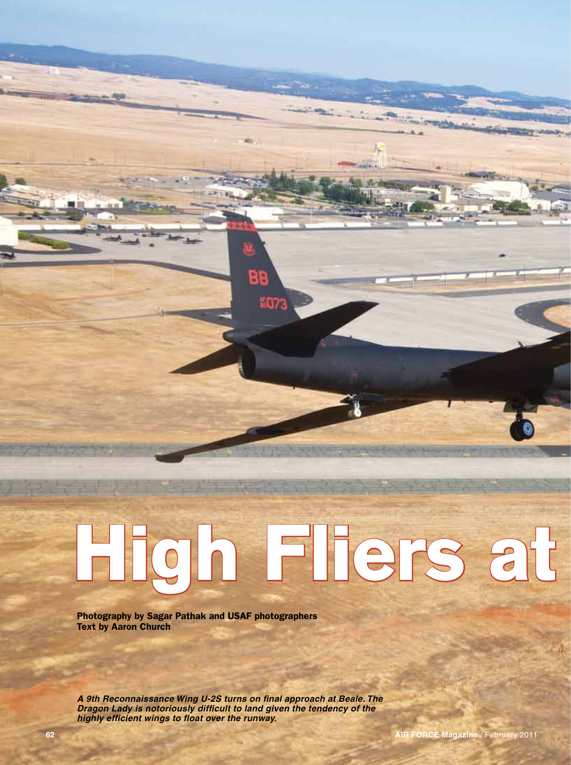# High Fliers at

**Photography by Sagar Pathak and USAF photographers**
**Text by Aaron Church**

***A 9th Reconnaissance Wing U-2S turns on final approach at Beale. The Dragon Lady is notoriously difficult to land given the tendency of the highly efficient wings to float over the runway.***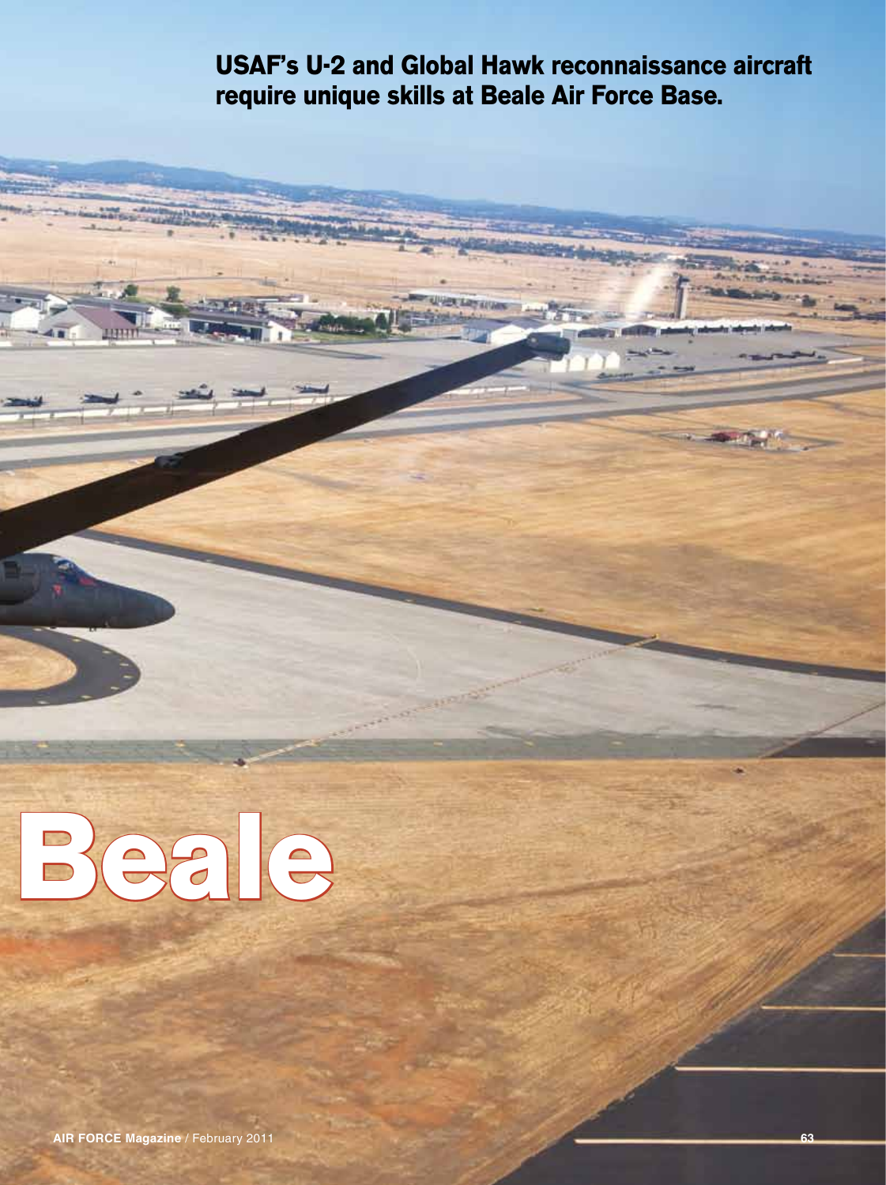**USAF's U-2 and Global Hawk reconnaissance aircraft require unique skills at Beale Air Force Base.**

# Beale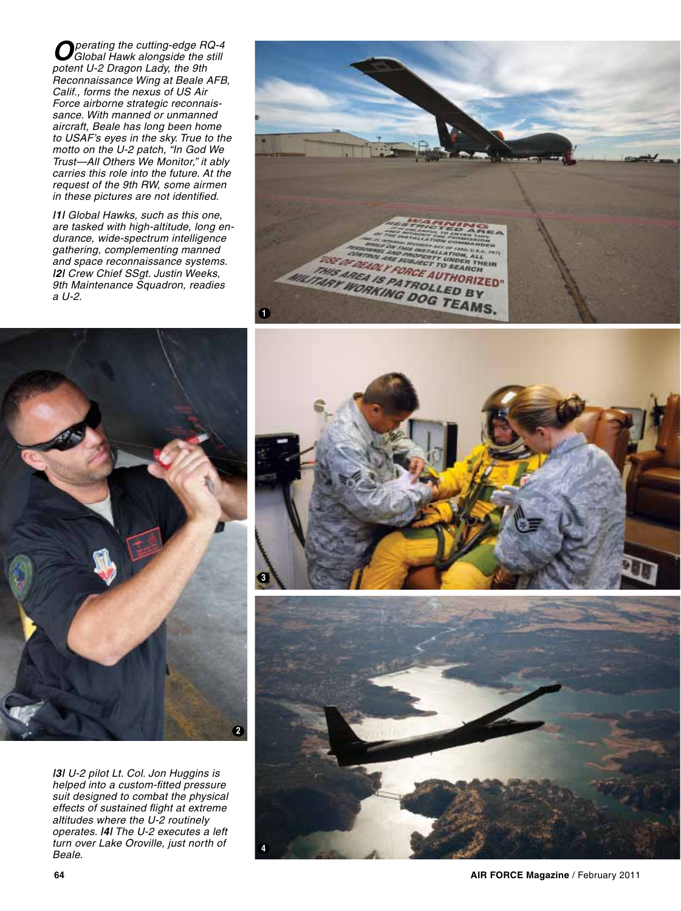Operating the cutting-edge RQ-4 Global Hawk alongside the still potent U-2 Dragon Lady, the 9th Reconnaissance Wing at Beale AFB, Calif., forms the nexus of US Air Force airborne strategic reconnaissance. With manned or unmanned aircraft, Beale has long been home to USAF's eyes in the sky. True to the motto on the U-2 patch, "In God We Trust—All Others We Monitor," it ably carries this role into the future. At the request of the 9th RW, some airmen in these pictures are not identified.

*|1| Global Hawks, such as this one, are tasked with high-altitude, long endurance, wide-spectrum intelligence gathering, complementing manned and space reconnaissance systems. |2| Crew Chief SSgt. Justin Weeks, 9th Maintenance Squadron, readies a U-2.*

*|3| U-2 pilot Lt. Col. Jon Huggins is helped into a custom-fitted pressure suit designed to combat the physical effects of sustained flight at extreme altitudes where the U-2 routinely operates. |4| The U-2 executes a left turn over Lake Oroville, just north of Beale.*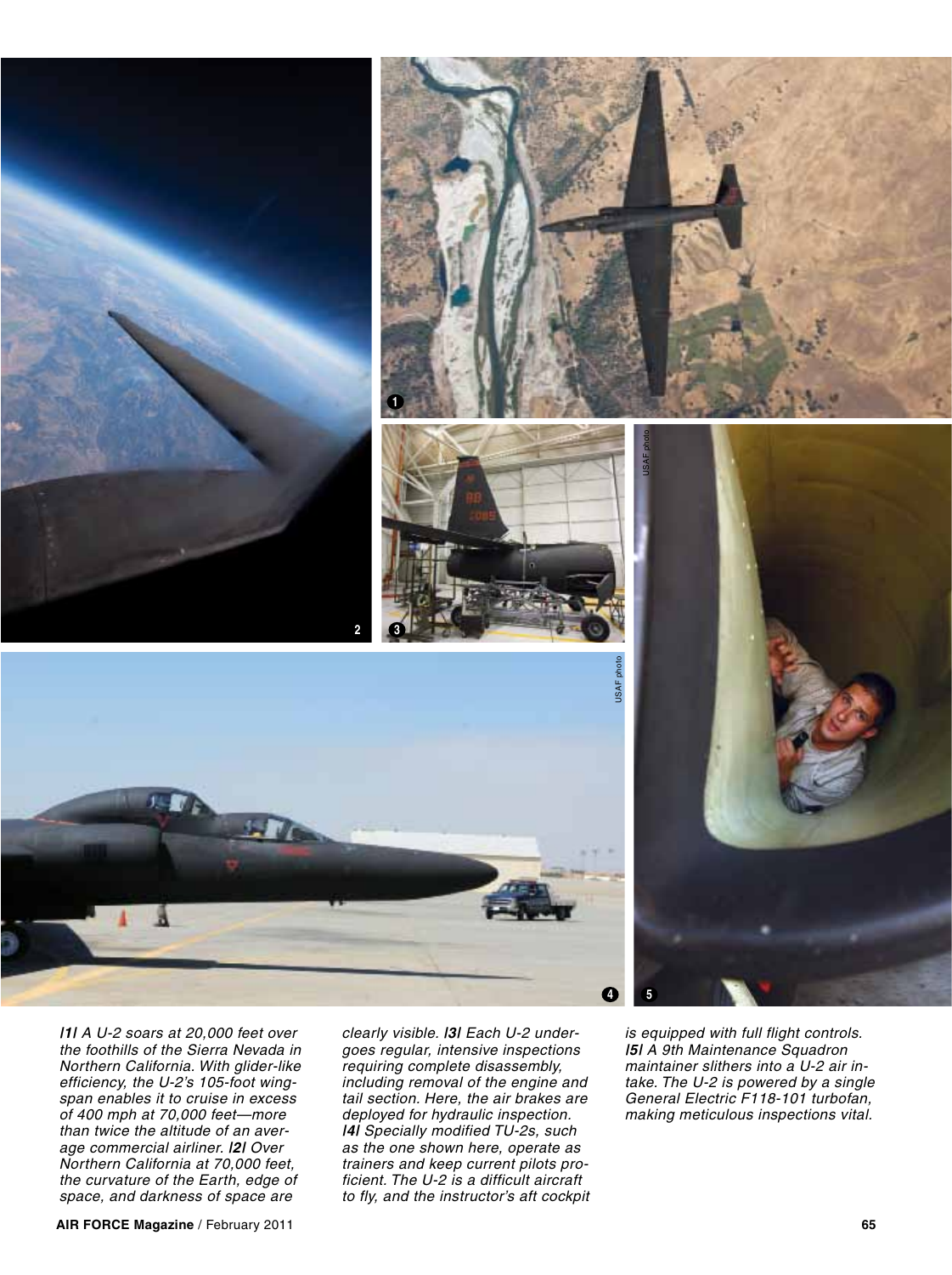*|1| A U-2 soars at 20,000 feet over the foothills of the Sierra Nevada in Northern California. With glider-like efficiency, the U-2's 105-foot wingspan enables it to cruise in excess of 400 mph at 70,000 feet—more than twice the altitude of an average commercial airliner.* ***|2|*** *Over Northern California at 70,000 feet, the curvature of the Earth, edge of space, and darkness of space are clearly visible.* ***|3|*** *Each U-2 undergoes regular, intensive inspections requiring complete disassembly, including removal of the engine and tail section. Here, the air brakes are deployed for hydraulic inspection.* ***|4|*** *Specially modified TU-2s, such as the one shown here, operate as trainers and keep current pilots proficient. The U-2 is a difficult aircraft to fly, and the instructor's aft cockpit is equipped with full flight controls.* ***|5|*** *A 9th Maintenance Squadron maintainer slithers into a U-2 air intake. The U-2 is powered by a single General Electric F118-101 turbofan, making meticulous inspections vital.*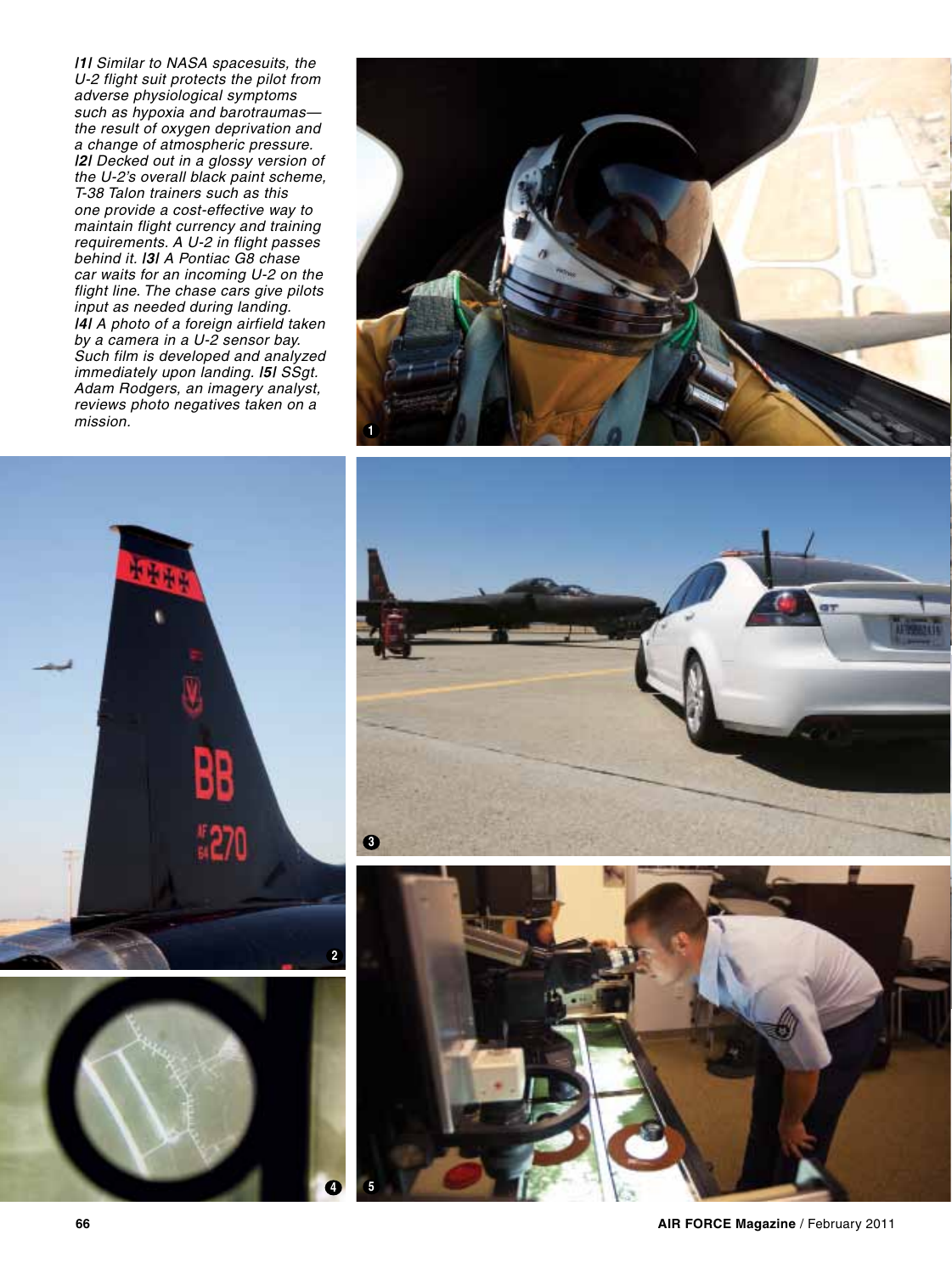*|1| Similar to NASA spacesuits, the U-2 flight suit protects the pilot from adverse physiological symptoms such as hypoxia and barotraumas—the result of oxygen deprivation and a change of atmospheric pressure. |2| Decked out in a glossy version of the U-2's overall black paint scheme, T-38 Talon trainers such as this one provide a cost-effective way to maintain flight currency and training requirements. A U-2 in flight passes behind it. |3| A Pontiac G8 chase car waits for an incoming U-2 on the flight line. The chase cars give pilots input as needed during landing. |4| A photo of a foreign airfield taken by a camera in a U-2 sensor bay. Such film is developed and analyzed immediately upon landing. |5| SSgt. Adam Rodgers, an imagery analyst, reviews photo negatives taken on a mission.*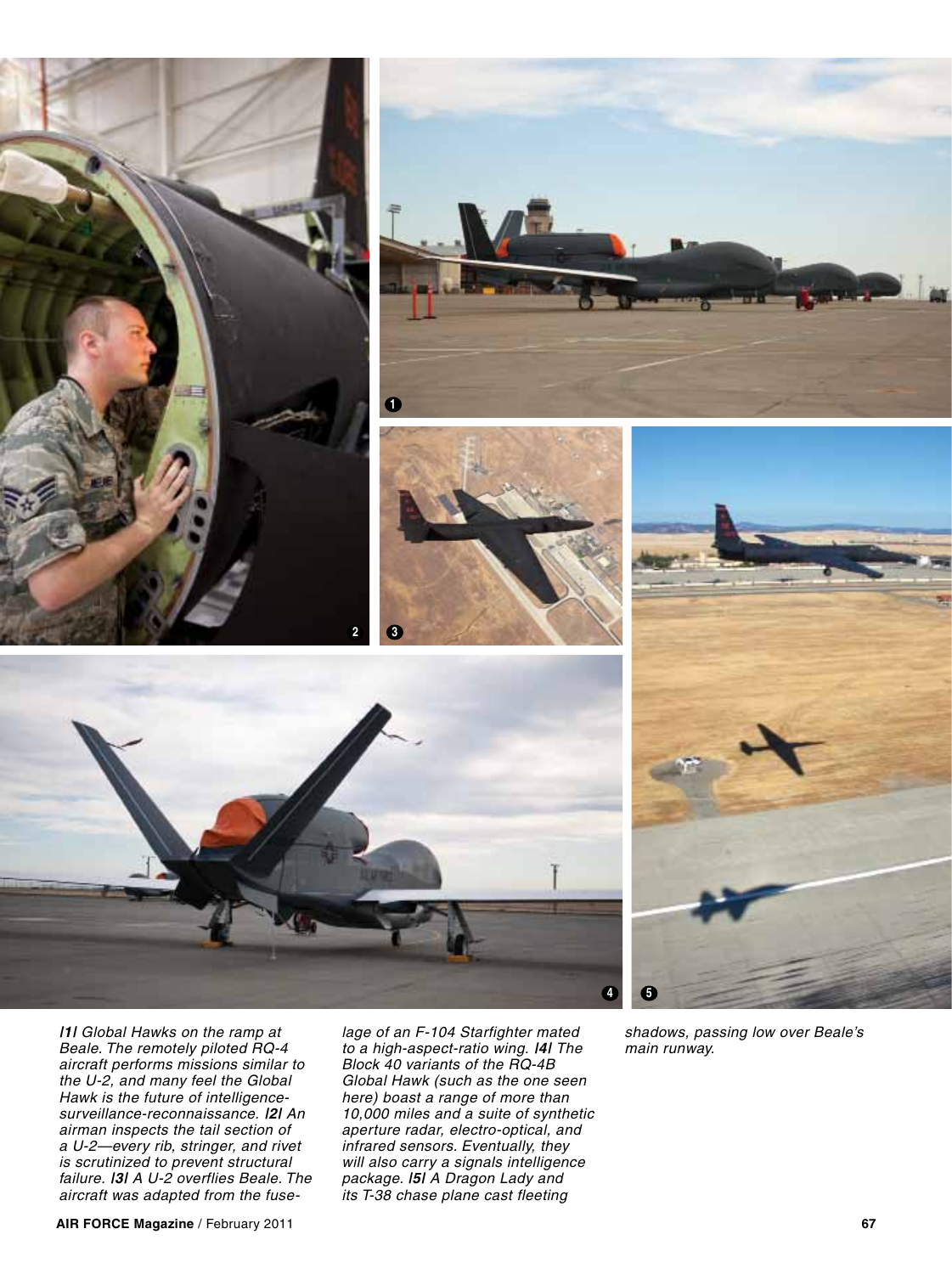*|1| Global Hawks on the ramp at Beale. The remotely piloted RQ-4 aircraft performs missions similar to the U-2, and many feel the Global Hawk is the future of intelligence-surveillance-reconnaissance. |2| An airman inspects the tail section of a U-2—every rib, stringer, and rivet is scrutinized to prevent structural failure. |3| A U-2 overflies Beale. The aircraft was adapted from the fuselage of an F-104 Starfighter mated to a high-aspect-ratio wing. |4| The Block 40 variants of the RQ-4B Global Hawk (such as the one seen here) boast a range of more than 10,000 miles and a suite of synthetic aperture radar, electro-optical, and infrared sensors. Eventually, they will also carry a signals intelligence package. |5| A Dragon Lady and its T-38 chase plane cast fleeting shadows, passing low over Beale's main runway.*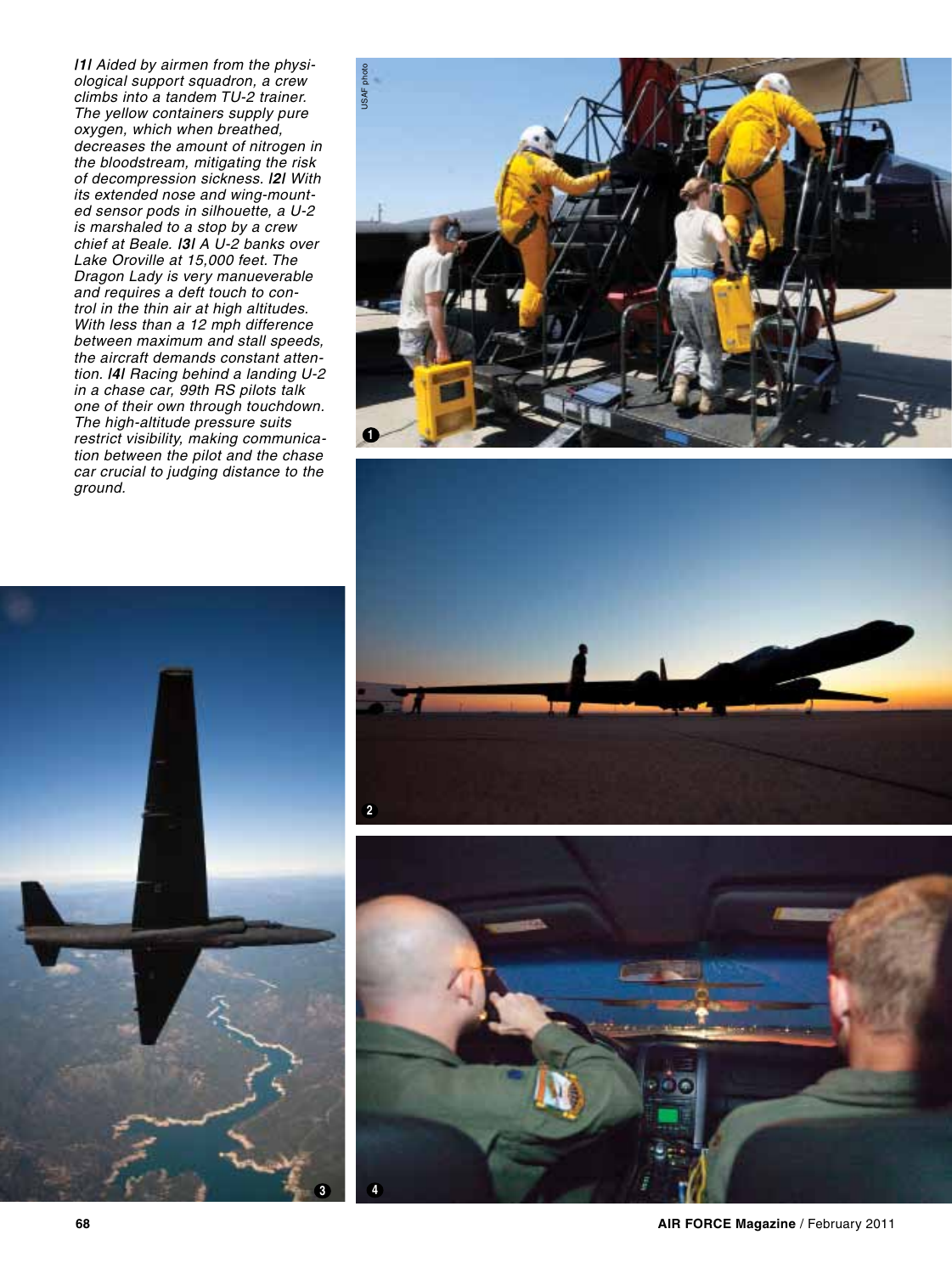*|1| Aided by airmen from the physiological support squadron, a crew climbs into a tandem TU-2 trainer. The yellow containers supply pure oxygen, which when breathed, decreases the amount of nitrogen in the bloodstream, mitigating the risk of decompression sickness. |2| With its extended nose and wing-mounted sensor pods in silhouette, a U-2 is marshaled to a stop by a crew chief at Beale. |3| A U-2 banks over Lake Oroville at 15,000 feet. The Dragon Lady is very manueverable and requires a deft touch to control in the thin air at high altitudes. With less than a 12 mph difference between maximum and stall speeds, the aircraft demands constant attention. |4| Racing behind a landing U-2 in a chase car, 99th RS pilots talk one of their own through touchdown. The high-altitude pressure suits restrict visibility, making communication between the pilot and the chase car crucial to judging distance to the ground.*

USAF photo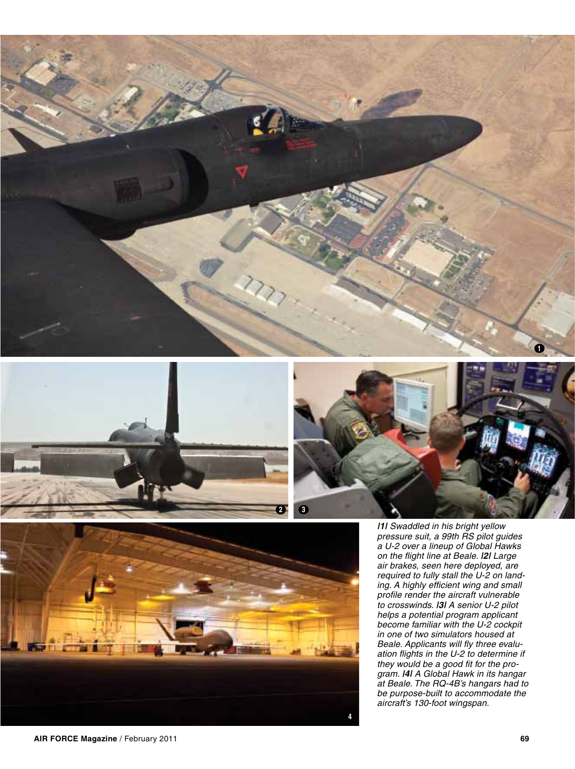*|1| Swaddled in his bright yellow pressure suit, a 99th RS pilot guides a U-2 over a lineup of Global Hawks on the flight line at Beale. |2| Large air brakes, seen here deployed, are required to fully stall the U-2 on landing. A highly efficient wing and small profile render the aircraft vulnerable to crosswinds. |3| A senior U-2 pilot helps a potential program applicant become familiar with the U-2 cockpit in one of two simulators housed at Beale. Applicants will fly three evaluation flights in the U-2 to determine if they would be a good fit for the program. |4| A Global Hawk in its hangar at Beale. The RQ-4B's hangars had to be purpose-built to accommodate the aircraft's 130-foot wingspan.*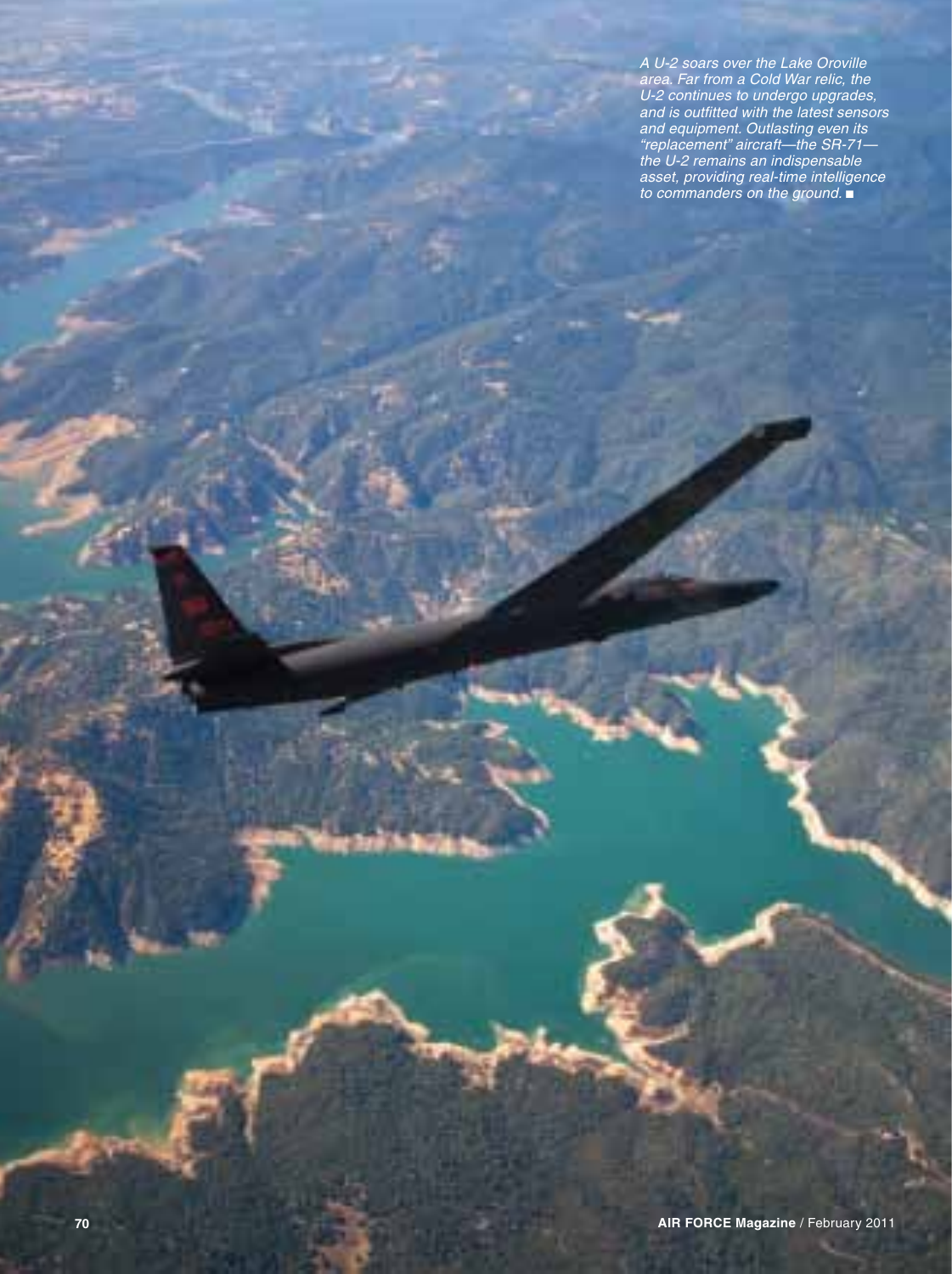*A U-2 soars over the Lake Oroville area. Far from a Cold War relic, the U-2 continues to undergo upgrades, and is outfitted with the latest sensors and equipment. Outlasting even its "replacement" aircraft—the SR-71—the U-2 remains an indispensable asset, providing real-time intelligence to commanders on the ground.* ■